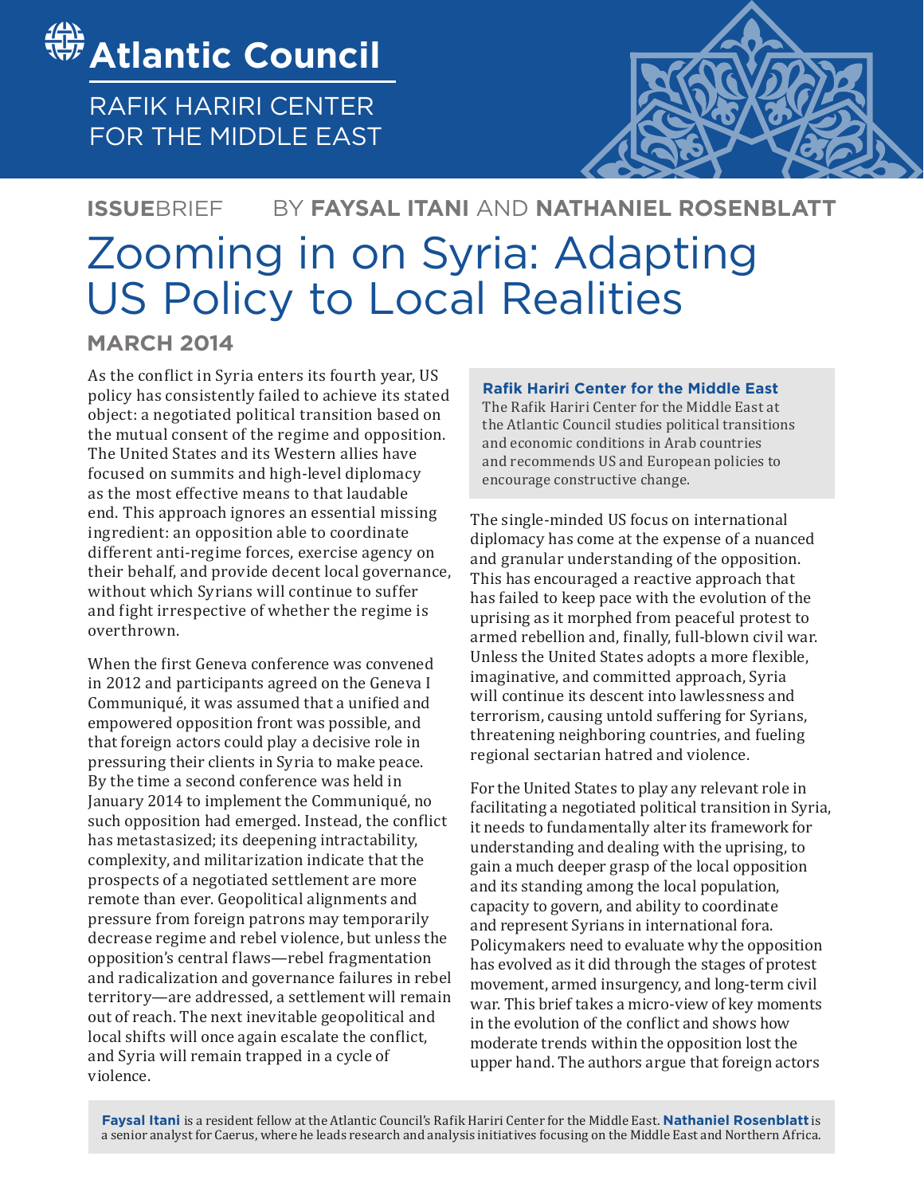# Atlantic Council

RAFIK HARIRI CENTER FOR THE MIDDLE EAST

**ISSUE**BRIEF BY **FAYSAL ITANI** AND **NATHANIEL ROSENBLATT**

# Zooming in on Syria: Adapting US Policy to Local Realities

**MARCH 2014**

As the conflict in Syria enters its fourth year, US policy has consistently failed to achieve its stated object: a negotiated political transition based on the mutual consent of the regime and opposition. The United States and its Western allies have focused on summits and high-level diplomacy as the most effective means to that laudable end. This approach ignores an essential missing ingredient: an opposition able to coordinate different anti-regime forces, exercise agency on their behalf, and provide decent local governance, without which Syrians will continue to suffer and fight irrespective of whether the regime is overthrown.

When the first Geneva conference was convened in 2012 and participants agreed on the Geneva I Communiqué, it was assumed that a unified and empowered opposition front was possible, and that foreign actors could play a decisive role in pressuring their clients in Syria to make peace. By the time a second conference was held in January 2014 to implement the Communiqué, no such opposition had emerged. Instead, the conflict has metastasized; its deepening intractability, complexity, and militarization indicate that the prospects of a negotiated settlement are more remote than ever. Geopolitical alignments and pressure from foreign patrons may temporarily decrease regime and rebel violence, but unless the opposition's central flaws—rebel fragmentation and radicalization and governance failures in rebel territory—are addressed, a settlement will remain out of reach. The next inevitable geopolitical and local shifts will once again escalate the conflict, and Syria will remain trapped in a cycle of violence.

**Rafik Hariri Center for the Middle East**

The Rafik Hariri Center for the Middle East at the Atlantic Council studies political transitions and economic conditions in Arab countries and recommends US and European policies to encourage constructive change.

The single-minded US focus on international diplomacy has come at the expense of a nuanced and granular understanding of the opposition. This has encouraged a reactive approach that has failed to keep pace with the evolution of the uprising as it morphed from peaceful protest to armed rebellion and, finally, full-blown civil war. Unless the United States adopts a more flexible, imaginative, and committed approach, Syria will continue its descent into lawlessness and terrorism, causing untold suffering for Syrians, threatening neighboring countries, and fueling regional sectarian hatred and violence.

For the United States to play any relevant role in facilitating a negotiated political transition in Syria, it needs to fundamentally alter its framework for understanding and dealing with the uprising, to gain a much deeper grasp of the local opposition and its standing among the local population, capacity to govern, and ability to coordinate and represent Syrians in international fora. Policymakers need to evaluate why the opposition has evolved as it did through the stages of protest movement, armed insurgency, and long-term civil war. This brief takes a micro-view of key moments in the evolution of the conflict and shows how moderate trends within the opposition lost the upper hand. The authors argue that foreign actors

**Faysal Itani** is a resident fellow at the Atlantic Council's Rafik Hariri Center for the Middle East. **Nathaniel Rosenblatt** is a senior analyst for Caerus, where he leads research and analysis initiatives focusing on the Middle East and Northern Africa.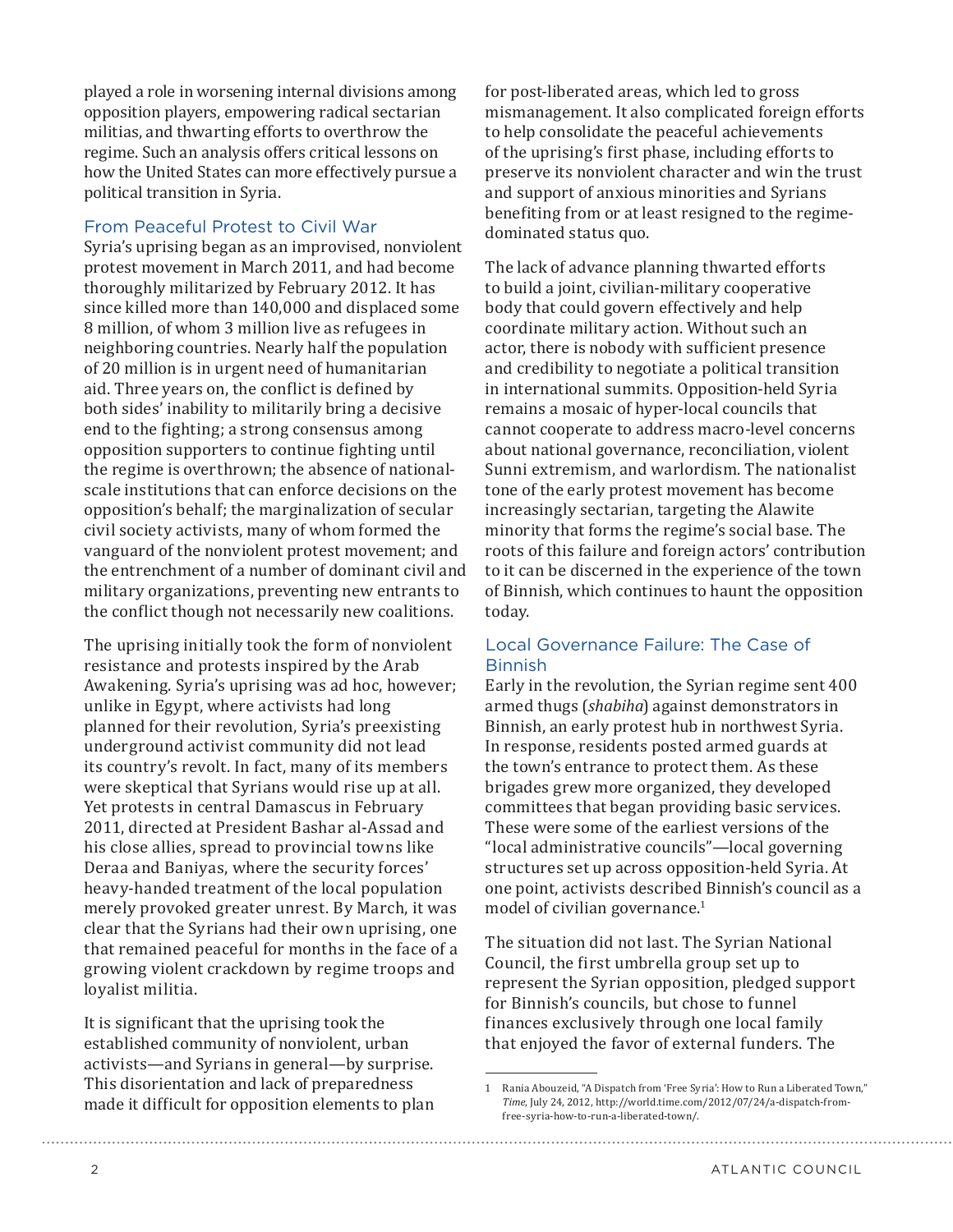played a role in worsening internal divisions among opposition players, empowering radical sectarian militias, and thwarting efforts to overthrow the regime. Such an analysis offers critical lessons on how the United States can more effectively pursue a political transition in Syria.

## From Peaceful Protest to Civil War

Syria's uprising began as an improvised, nonviolent protest movement in March 2011, and had become thoroughly militarized by February 2012. It has since killed more than 140,000 and displaced some 8 million, of whom 3 million live as refugees in neighboring countries. Nearly half the population of 20 million is in urgent need of humanitarian aid. Three years on, the conflict is defined by both sides' inability to militarily bring a decisive end to the fighting; a strong consensus among opposition supporters to continue fighting until the regime is overthrown; the absence of national-scale institutions that can enforce decisions on the opposition's behalf; the marginalization of secular civil society activists, many of whom formed the vanguard of the nonviolent protest movement; and the entrenchment of a number of dominant civil and military organizations, preventing new entrants to the conflict though not necessarily new coalitions.

The uprising initially took the form of nonviolent resistance and protests inspired by the Arab Awakening. Syria's uprising was ad hoc, however; unlike in Egypt, where activists had long planned for their revolution, Syria's preexisting underground activist community did not lead its country's revolt. In fact, many of its members were skeptical that Syrians would rise up at all. Yet protests in central Damascus in February 2011, directed at President Bashar al-Assad and his close allies, spread to provincial towns like Deraa and Baniyas, where the security forces' heavy-handed treatment of the local population merely provoked greater unrest. By March, it was clear that the Syrians had their own uprising, one that remained peaceful for months in the face of a growing violent crackdown by regime troops and loyalist militia.

It is significant that the uprising took the established community of nonviolent, urban activists—and Syrians in general—by surprise. This disorientation and lack of preparedness made it difficult for opposition elements to plan for post-liberated areas, which led to gross mismanagement. It also complicated foreign efforts to help consolidate the peaceful achievements of the uprising's first phase, including efforts to preserve its nonviolent character and win the trust and support of anxious minorities and Syrians benefiting from or at least resigned to the regime-dominated status quo.

The lack of advance planning thwarted efforts to build a joint, civilian-military cooperative body that could govern effectively and help coordinate military action. Without such an actor, there is nobody with sufficient presence and credibility to negotiate a political transition in international summits. Opposition-held Syria remains a mosaic of hyper-local councils that cannot cooperate to address macro-level concerns about national governance, reconciliation, violent Sunni extremism, and warlordism. The nationalist tone of the early protest movement has become increasingly sectarian, targeting the Alawite minority that forms the regime's social base. The roots of this failure and foreign actors' contribution to it can be discerned in the experience of the town of Binnish, which continues to haunt the opposition today.

## Local Governance Failure: The Case of Binnish

Early in the revolution, the Syrian regime sent 400 armed thugs (*shabiha*) against demonstrators in Binnish, an early protest hub in northwest Syria. In response, residents posted armed guards at the town's entrance to protect them. As these brigades grew more organized, they developed committees that began providing basic services. These were some of the earliest versions of the "local administrative councils"—local governing structures set up across opposition-held Syria. At one point, activists described Binnish's council as a model of civilian governance.[1]

The situation did not last. The Syrian National Council, the first umbrella group set up to represent the Syrian opposition, pledged support for Binnish's councils, but chose to funnel finances exclusively through one local family that enjoyed the favor of external funders. The

---

1 Rania Abouzeid, "A Dispatch from 'Free Syria': How to Run a Liberated Town," *Time*, July 24, 2012, http://world.time.com/2012/07/24/a-dispatch-from-free-syria-how-to-run-a-liberated-town/.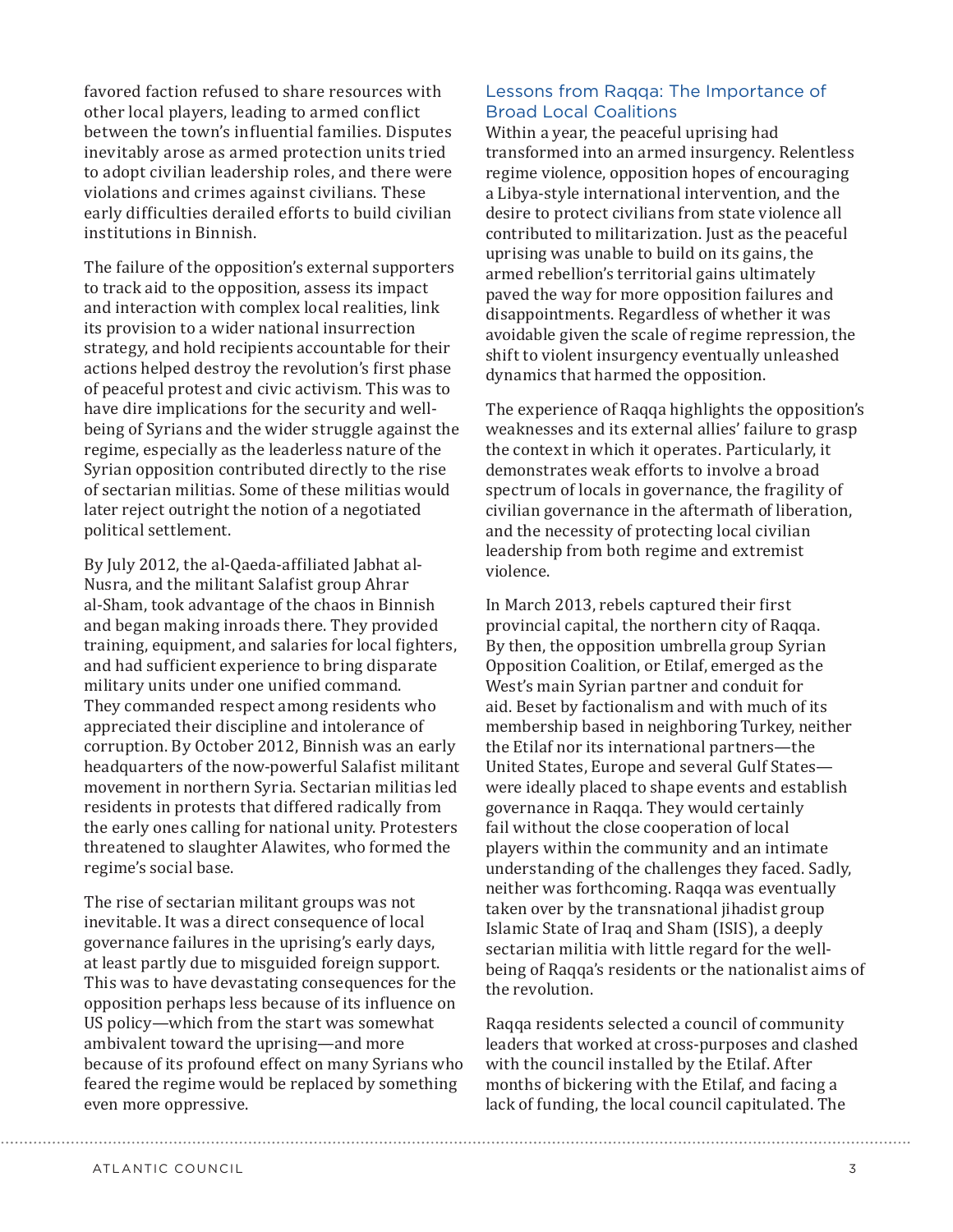favored faction refused to share resources with other local players, leading to armed conflict between the town's influential families. Disputes inevitably arose as armed protection units tried to adopt civilian leadership roles, and there were violations and crimes against civilians. These early difficulties derailed efforts to build civilian institutions in Binnish.

The failure of the opposition's external supporters to track aid to the opposition, assess its impact and interaction with complex local realities, link its provision to a wider national insurrection strategy, and hold recipients accountable for their actions helped destroy the revolution's first phase of peaceful protest and civic activism. This was to have dire implications for the security and well-being of Syrians and the wider struggle against the regime, especially as the leaderless nature of the Syrian opposition contributed directly to the rise of sectarian militias. Some of these militias would later reject outright the notion of a negotiated political settlement.

By July 2012, the al-Qaeda-affiliated Jabhat al-Nusra, and the militant Salafist group Ahrar al-Sham, took advantage of the chaos in Binnish and began making inroads there. They provided training, equipment, and salaries for local fighters, and had sufficient experience to bring disparate military units under one unified command. They commanded respect among residents who appreciated their discipline and intolerance of corruption. By October 2012, Binnish was an early headquarters of the now-powerful Salafist militant movement in northern Syria. Sectarian militias led residents in protests that differed radically from the early ones calling for national unity. Protesters threatened to slaughter Alawites, who formed the regime's social base.

The rise of sectarian militant groups was not inevitable. It was a direct consequence of local governance failures in the uprising's early days, at least partly due to misguided foreign support. This was to have devastating consequences for the opposition perhaps less because of its influence on US policy—which from the start was somewhat ambivalent toward the uprising—and more because of its profound effect on many Syrians who feared the regime would be replaced by something even more oppressive.

## Lessons from Raqqa: The Importance of Broad Local Coalitions

Within a year, the peaceful uprising had transformed into an armed insurgency. Relentless regime violence, opposition hopes of encouraging a Libya-style international intervention, and the desire to protect civilians from state violence all contributed to militarization. Just as the peaceful uprising was unable to build on its gains, the armed rebellion's territorial gains ultimately paved the way for more opposition failures and disappointments. Regardless of whether it was avoidable given the scale of regime repression, the shift to violent insurgency eventually unleashed dynamics that harmed the opposition.

The experience of Raqqa highlights the opposition's weaknesses and its external allies' failure to grasp the context in which it operates. Particularly, it demonstrates weak efforts to involve a broad spectrum of locals in governance, the fragility of civilian governance in the aftermath of liberation, and the necessity of protecting local civilian leadership from both regime and extremist violence.

In March 2013, rebels captured their first provincial capital, the northern city of Raqqa. By then, the opposition umbrella group Syrian Opposition Coalition, or Etilaf, emerged as the West's main Syrian partner and conduit for aid. Beset by factionalism and with much of its membership based in neighboring Turkey, neither the Etilaf nor its international partners—the United States, Europe and several Gulf States—were ideally placed to shape events and establish governance in Raqqa. They would certainly fail without the close cooperation of local players within the community and an intimate understanding of the challenges they faced. Sadly, neither was forthcoming. Raqqa was eventually taken over by the transnational jihadist group Islamic State of Iraq and Sham (ISIS), a deeply sectarian militia with little regard for the well-being of Raqqa's residents or the nationalist aims of the revolution.

Raqqa residents selected a council of community leaders that worked at cross-purposes and clashed with the council installed by the Etilaf. After months of bickering with the Etilaf, and facing a lack of funding, the local council capitulated. The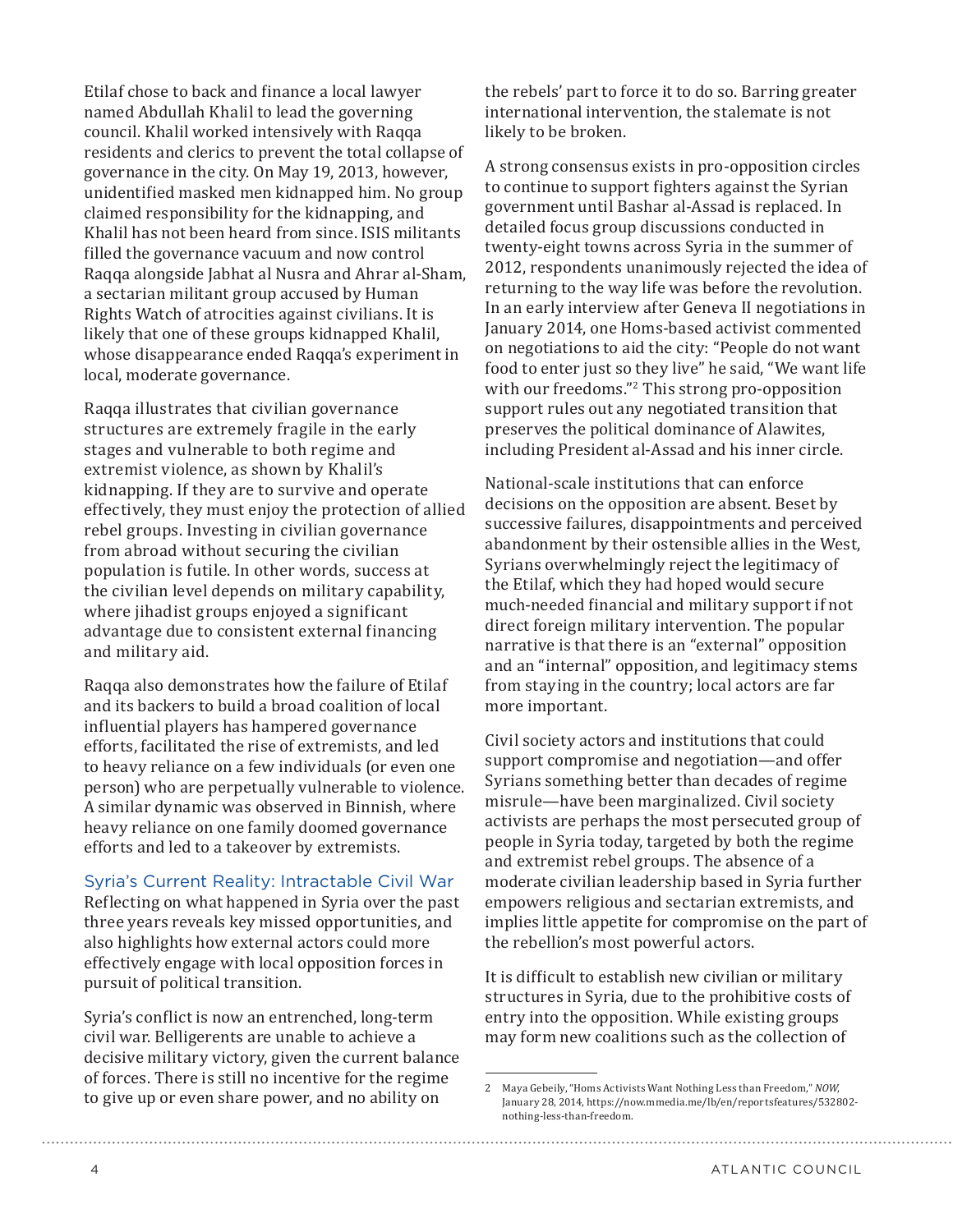Etilaf chose to back and finance a local lawyer named Abdullah Khalil to lead the governing council. Khalil worked intensively with Raqqa residents and clerics to prevent the total collapse of governance in the city. On May 19, 2013, however, unidentified masked men kidnapped him. No group claimed responsibility for the kidnapping, and Khalil has not been heard from since. ISIS militants filled the governance vacuum and now control Raqqa alongside Jabhat al Nusra and Ahrar al-Sham, a sectarian militant group accused by Human Rights Watch of atrocities against civilians. It is likely that one of these groups kidnapped Khalil, whose disappearance ended Raqqa's experiment in local, moderate governance.

Raqqa illustrates that civilian governance structures are extremely fragile in the early stages and vulnerable to both regime and extremist violence, as shown by Khalil's kidnapping. If they are to survive and operate effectively, they must enjoy the protection of allied rebel groups. Investing in civilian governance from abroad without securing the civilian population is futile. In other words, success at the civilian level depends on military capability, where jihadist groups enjoyed a significant advantage due to consistent external financing and military aid.

Raqqa also demonstrates how the failure of Etilaf and its backers to build a broad coalition of local influential players has hampered governance efforts, facilitated the rise of extremists, and led to heavy reliance on a few individuals (or even one person) who are perpetually vulnerable to violence. A similar dynamic was observed in Binnish, where heavy reliance on one family doomed governance efforts and led to a takeover by extremists.

## Syria's Current Reality: Intractable Civil War

Reflecting on what happened in Syria over the past three years reveals key missed opportunities, and also highlights how external actors could more effectively engage with local opposition forces in pursuit of political transition.

Syria's conflict is now an entrenched, long-term civil war. Belligerents are unable to achieve a decisive military victory, given the current balance of forces. There is still no incentive for the regime to give up or even share power, and no ability on the rebels' part to force it to do so. Barring greater international intervention, the stalemate is not likely to be broken.

A strong consensus exists in pro-opposition circles to continue to support fighters against the Syrian government until Bashar al-Assad is replaced. In detailed focus group discussions conducted in twenty-eight towns across Syria in the summer of 2012, respondents unanimously rejected the idea of returning to the way life was before the revolution. In an early interview after Geneva II negotiations in January 2014, one Homs-based activist commented on negotiations to aid the city: "People do not want food to enter just so they live" he said, "We want life with our freedoms."[2] This strong pro-opposition support rules out any negotiated transition that preserves the political dominance of Alawites, including President al-Assad and his inner circle.

National-scale institutions that can enforce decisions on the opposition are absent. Beset by successive failures, disappointments and perceived abandonment by their ostensible allies in the West, Syrians overwhelmingly reject the legitimacy of the Etilaf, which they had hoped would secure much-needed financial and military support if not direct foreign military intervention. The popular narrative is that there is an "external" opposition and an "internal" opposition, and legitimacy stems from staying in the country; local actors are far more important.

Civil society actors and institutions that could support compromise and negotiation—and offer Syrians something better than decades of regime misrule—have been marginalized. Civil society activists are perhaps the most persecuted group of people in Syria today, targeted by both the regime and extremist rebel groups. The absence of a moderate civilian leadership based in Syria further empowers religious and sectarian extremists, and implies little appetite for compromise on the part of the rebellion's most powerful actors.

It is difficult to establish new civilian or military structures in Syria, due to the prohibitive costs of entry into the opposition. While existing groups may form new coalitions such as the collection of

---

2 Maya Gebeily, "Homs Activists Want Nothing Less than Freedom," *NOW*, January 28, 2014, https://now.mmedia.me/lb/en/reportsfeatures/532802-nothing-less-than-freedom.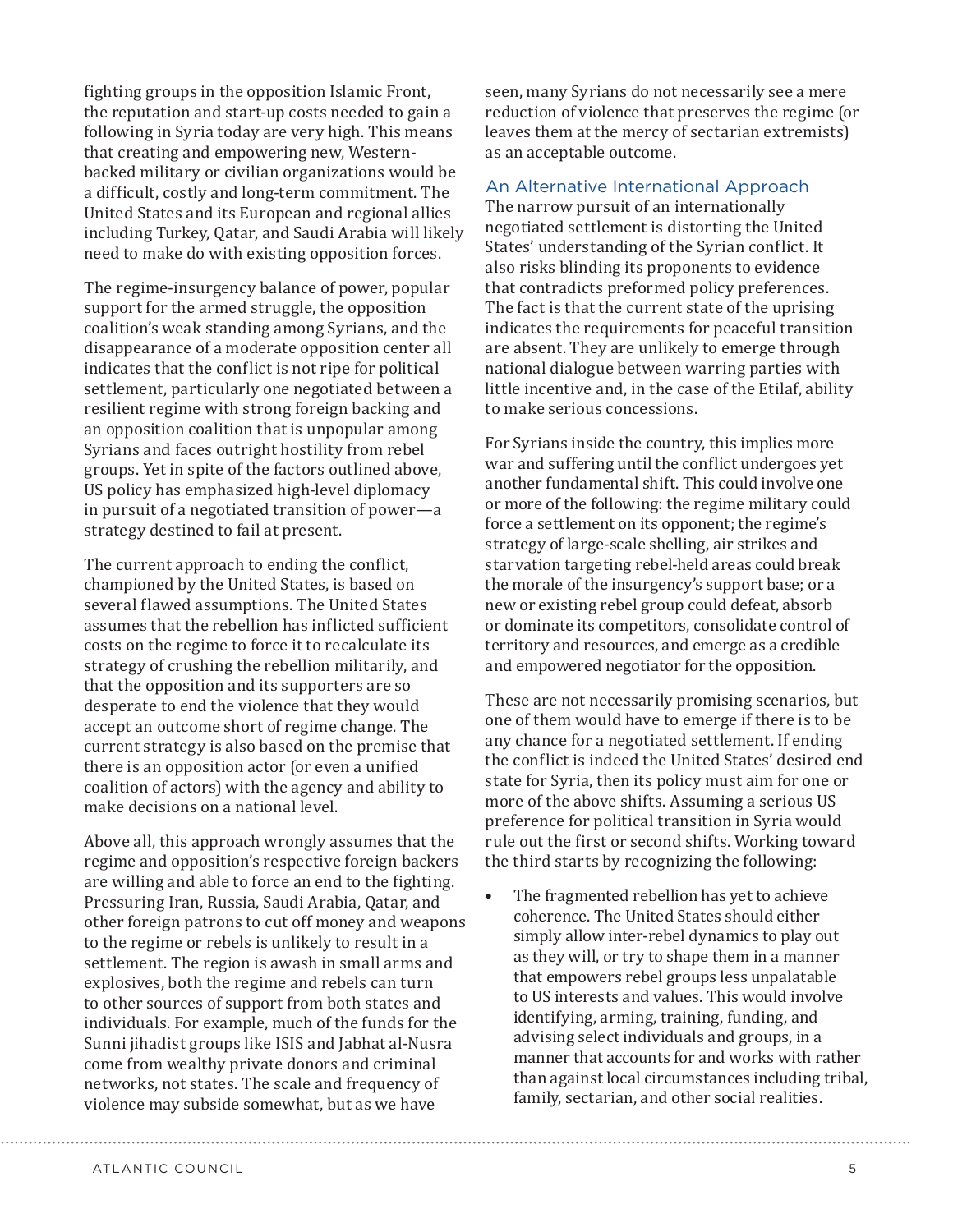fighting groups in the opposition Islamic Front, the reputation and start-up costs needed to gain a following in Syria today are very high. This means that creating and empowering new, Western-backed military or civilian organizations would be a difficult, costly and long-term commitment. The United States and its European and regional allies including Turkey, Qatar, and Saudi Arabia will likely need to make do with existing opposition forces.

The regime-insurgency balance of power, popular support for the armed struggle, the opposition coalition's weak standing among Syrians, and the disappearance of a moderate opposition center all indicates that the conflict is not ripe for political settlement, particularly one negotiated between a resilient regime with strong foreign backing and an opposition coalition that is unpopular among Syrians and faces outright hostility from rebel groups. Yet in spite of the factors outlined above, US policy has emphasized high-level diplomacy in pursuit of a negotiated transition of power—a strategy destined to fail at present.

The current approach to ending the conflict, championed by the United States, is based on several flawed assumptions. The United States assumes that the rebellion has inflicted sufficient costs on the regime to force it to recalculate its strategy of crushing the rebellion militarily, and that the opposition and its supporters are so desperate to end the violence that they would accept an outcome short of regime change. The current strategy is also based on the premise that there is an opposition actor (or even a unified coalition of actors) with the agency and ability to make decisions on a national level.

Above all, this approach wrongly assumes that the regime and opposition's respective foreign backers are willing and able to force an end to the fighting. Pressuring Iran, Russia, Saudi Arabia, Qatar, and other foreign patrons to cut off money and weapons to the regime or rebels is unlikely to result in a settlement. The region is awash in small arms and explosives, both the regime and rebels can turn to other sources of support from both states and individuals. For example, much of the funds for the Sunni jihadist groups like ISIS and Jabhat al-Nusra come from wealthy private donors and criminal networks, not states. The scale and frequency of violence may subside somewhat, but as we have seen, many Syrians do not necessarily see a mere reduction of violence that preserves the regime (or leaves them at the mercy of sectarian extremists) as an acceptable outcome.

## An Alternative International Approach

The narrow pursuit of an internationally negotiated settlement is distorting the United States' understanding of the Syrian conflict. It also risks blinding its proponents to evidence that contradicts preformed policy preferences. The fact is that the current state of the uprising indicates the requirements for peaceful transition are absent. They are unlikely to emerge through national dialogue between warring parties with little incentive and, in the case of the Etilaf, ability to make serious concessions.

For Syrians inside the country, this implies more war and suffering until the conflict undergoes yet another fundamental shift. This could involve one or more of the following: the regime military could force a settlement on its opponent; the regime's strategy of large-scale shelling, air strikes and starvation targeting rebel-held areas could break the morale of the insurgency's support base; or a new or existing rebel group could defeat, absorb or dominate its competitors, consolidate control of territory and resources, and emerge as a credible and empowered negotiator for the opposition.

These are not necessarily promising scenarios, but one of them would have to emerge if there is to be any chance for a negotiated settlement. If ending the conflict is indeed the United States' desired end state for Syria, then its policy must aim for one or more of the above shifts. Assuming a serious US preference for political transition in Syria would rule out the first or second shifts. Working toward the third starts by recognizing the following:

- The fragmented rebellion has yet to achieve coherence. The United States should either simply allow inter-rebel dynamics to play out as they will, or try to shape them in a manner that empowers rebel groups less unpalatable to US interests and values. This would involve identifying, arming, training, funding, and advising select individuals and groups, in a manner that accounts for and works with rather than against local circumstances including tribal, family, sectarian, and other social realities.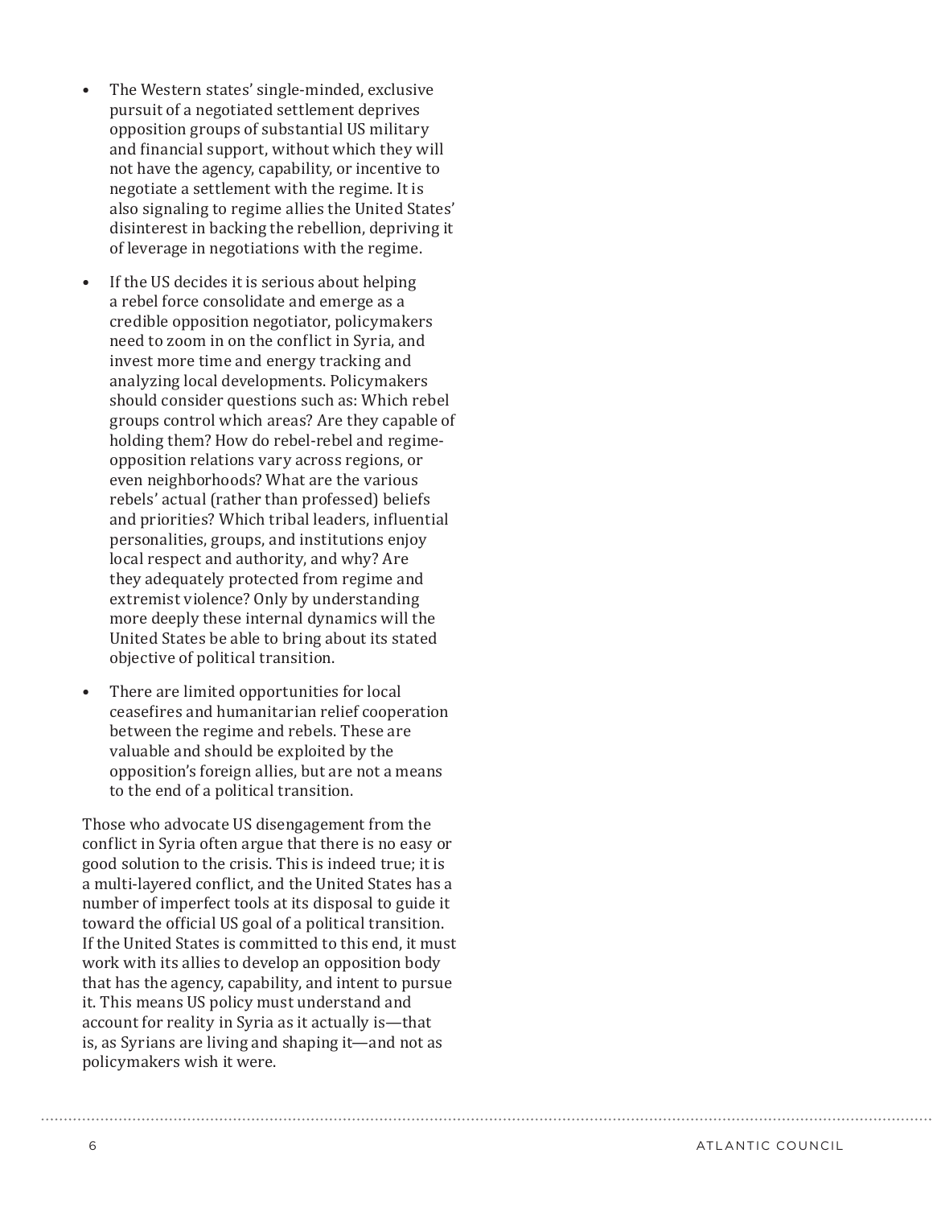- The Western states' single-minded, exclusive pursuit of a negotiated settlement deprives opposition groups of substantial US military and financial support, without which they will not have the agency, capability, or incentive to negotiate a settlement with the regime. It is also signaling to regime allies the United States' disinterest in backing the rebellion, depriving it of leverage in negotiations with the regime.

- If the US decides it is serious about helping a rebel force consolidate and emerge as a credible opposition negotiator, policymakers need to zoom in on the conflict in Syria, and invest more time and energy tracking and analyzing local developments. Policymakers should consider questions such as: Which rebel groups control which areas? Are they capable of holding them? How do rebel-rebel and regime-opposition relations vary across regions, or even neighborhoods? What are the various rebels' actual (rather than professed) beliefs and priorities? Which tribal leaders, influential personalities, groups, and institutions enjoy local respect and authority, and why? Are they adequately protected from regime and extremist violence? Only by understanding more deeply these internal dynamics will the United States be able to bring about its stated objective of political transition.

- There are limited opportunities for local ceasefires and humanitarian relief cooperation between the regime and rebels. These are valuable and should be exploited by the opposition's foreign allies, but are not a means to the end of a political transition.

Those who advocate US disengagement from the conflict in Syria often argue that there is no easy or good solution to the crisis. This is indeed true; it is a multi-layered conflict, and the United States has a number of imperfect tools at its disposal to guide it toward the official US goal of a political transition. If the United States is committed to this end, it must work with its allies to develop an opposition body that has the agency, capability, and intent to pursue it. This means US policy must understand and account for reality in Syria as it actually is—that is, as Syrians are living and shaping it—and not as policymakers wish it were.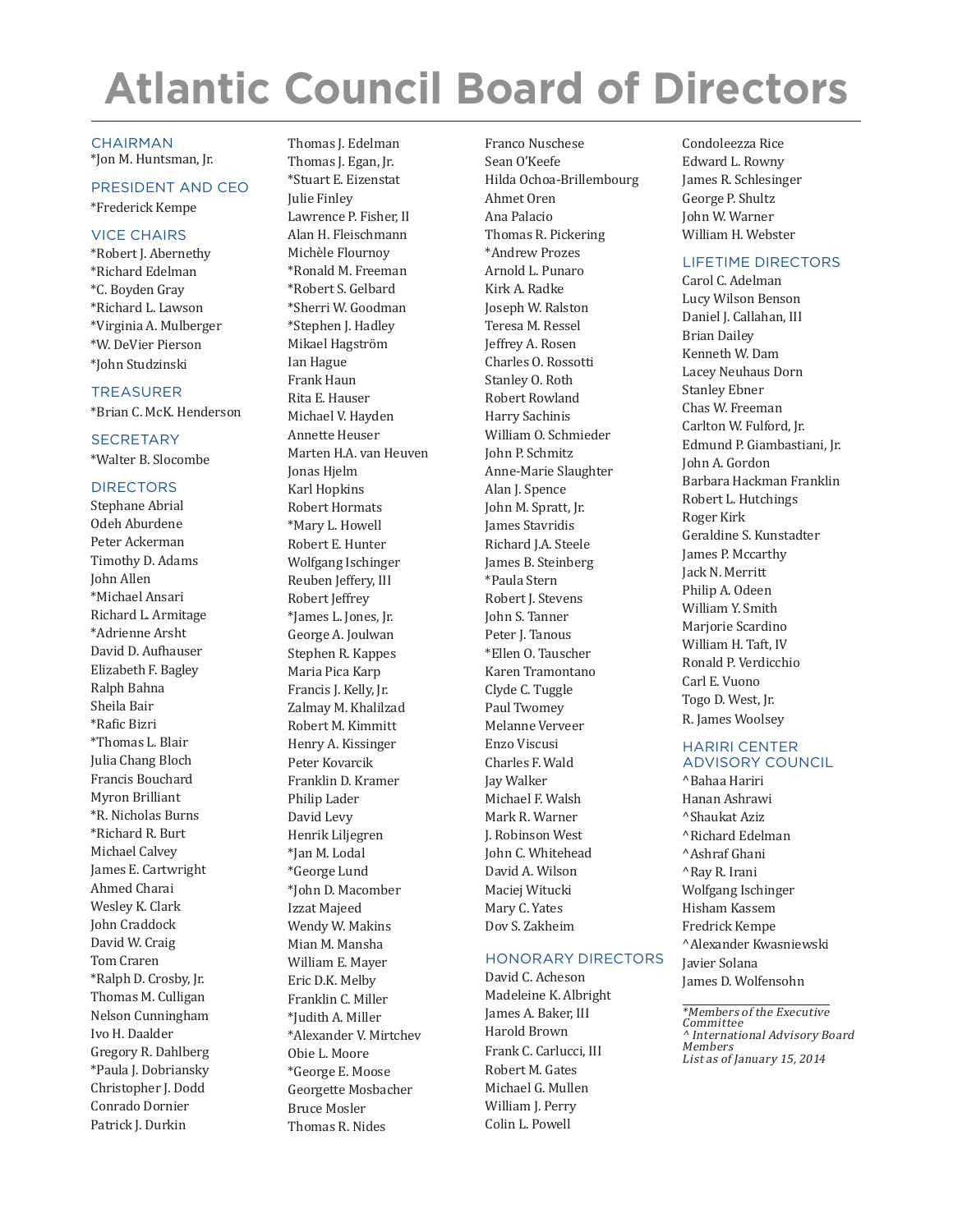# Atlantic Council Board of Directors

## CHAIRMAN

*Jon M. Huntsman, Jr.

## PRESIDENT AND CEO

*Frederick Kempe

## VICE CHAIRS

*Robert J. Abernethy  
*Richard Edelman  
*C. Boyden Gray  
*Richard L. Lawson  
*Virginia A. Mulberger  
*W. DeVier Pierson  
*John Studzinski

## TREASURER

*Brian C. McK. Henderson

## SECRETARY

*Walter B. Slocombe

## DIRECTORS

Stephane Abrial  
Odeh Aburdene  
Peter Ackerman  
Timothy D. Adams  
John Allen  
*Michael Ansari  
Richard L. Armitage  
*Adrienne Arsht  
David D. Aufhauser  
Elizabeth F. Bagley  
Ralph Bahna  
Sheila Bair  
*Rafic Bizri  
*Thomas L. Blair  
Julia Chang Bloch  
Francis Bouchard  
Myron Brilliant  
*R. Nicholas Burns  
*Richard R. Burt  
Michael Calvey  
James E. Cartwright  
Ahmed Charai  
Wesley K. Clark  
John Craddock  
David W. Craig  
Tom Craren  
*Ralph D. Crosby, Jr.  
Thomas M. Culligan  
Nelson Cunningham  
Ivo H. Daalder  
Gregory R. Dahlberg  
*Paula J. Dobriansky  
Christopher J. Dodd  
Conrado Dornier  
Patrick J. Durkin  
Thomas J. Edelman  
Thomas J. Egan, Jr.  
*Stuart E. Eizenstat  
Julie Finley  
Lawrence P. Fisher, II  
Alan H. Fleischmann  
Michèle Flournoy  
*Ronald M. Freeman  
*Robert S. Gelbard  
*Sherri W. Goodman  
*Stephen J. Hadley  
Mikael Hagström  
Ian Hague  
Frank Haun  
Rita E. Hauser  
Michael V. Hayden  
Annette Heuser  
Marten H.A. van Heuven  
Jonas Hjelm  
Karl Hopkins  
Robert Hormats  
*Mary L. Howell  
Robert E. Hunter  
Wolfgang Ischinger  
Reuben Jeffery, III  
Robert Jeffrey  
*James L. Jones, Jr.  
George A. Joulwan  
Stephen R. Kappes  
Maria Pica Karp  
Francis J. Kelly, Jr.  
Zalmay M. Khalilzad  
Robert M. Kimmitt  
Henry A. Kissinger  
Peter Kovarcik  
Franklin D. Kramer  
Philip Lader  
David Levy  
Henrik Liljegren  
*Jan M. Lodal  
*George Lund  
*John D. Macomber  
Izzat Majeed  
Wendy W. Makins  
Mian M. Mansha  
William E. Mayer  
Eric D.K. Melby  
Franklin C. Miller  
*Judith A. Miller  
*Alexander V. Mirtchev  
Obie L. Moore  
*George E. Moose  
Georgette Mosbacher  
Bruce Mosler  
Thomas R. Nides  
Franco Nuschese  
Sean O'Keefe  
Hilda Ochoa-Brillembourg  
Ahmet Oren  
Ana Palacio  
Thomas R. Pickering  
*Andrew Prozes  
Arnold L. Punaro  
Kirk A. Radke  
Joseph W. Ralston  
Teresa M. Ressel  
Jeffrey A. Rosen  
Charles O. Rossotti  
Stanley O. Roth  
Robert Rowland  
Harry Sachinis  
William O. Schmieder  
John P. Schmitz  
Anne-Marie Slaughter  
Alan J. Spence  
John M. Spratt, Jr.  
James Stavridis  
Richard J.A. Steele  
James B. Steinberg  
*Paula Stern  
Robert J. Stevens  
John S. Tanner  
Peter J. Tanous  
*Ellen O. Tauscher  
Karen Tramontano  
Clyde C. Tuggle  
Paul Twomey  
Melanne Verveer  
Enzo Viscusi  
Charles F. Wald  
Jay Walker  
Michael F. Walsh  
Mark R. Warner  
J. Robinson West  
John C. Whitehead  
David A. Wilson  
Maciej Witucki  
Mary C. Yates  
Dov S. Zakheim

## HONORARY DIRECTORS

David C. Acheson  
Madeleine K. Albright  
James A. Baker, III  
Harold Brown  
Frank C. Carlucci, III  
Robert M. Gates  
Michael G. Mullen  
William J. Perry  
Colin L. Powell  
Condoleezza Rice  
Edward L. Rowny  
James R. Schlesinger  
George P. Shultz  
John W. Warner  
William H. Webster

## LIFETIME DIRECTORS

Carol C. Adelman  
Lucy Wilson Benson  
Daniel J. Callahan, III  
Brian Dailey  
Kenneth W. Dam  
Lacey Neuhaus Dorn  
Stanley Ebner  
Chas W. Freeman  
Carlton W. Fulford, Jr.  
Edmund P. Giambastiani, Jr.  
John A. Gordon  
Barbara Hackman Franklin  
Robert L. Hutchings  
Roger Kirk  
Geraldine S. Kunstadter  
James P. Mccarthy  
Jack N. Merritt  
Philip A. Odeen  
William Y. Smith  
Marjorie Scardino  
William H. Taft, IV  
Ronald P. Verdicchio  
Carl E. Vuono  
Togo D. West, Jr.  
R. James Woolsey

## HARIRI CENTER ADVISORY COUNCIL

^Bahaa Hariri  
Hanan Ashrawi  
^Shaukat Aziz  
^Richard Edelman  
^Ashraf Ghani  
^Ray R. Irani  
Wolfgang Ischinger  
Hisham Kassem  
Fredrick Kempe  
^Alexander Kwasniewski  
Javier Solana  
James D. Wolfensohn

---

*\*Members of the Executive Committee*  
*^ International Advisory Board Members*  
*List as of January 15, 2014*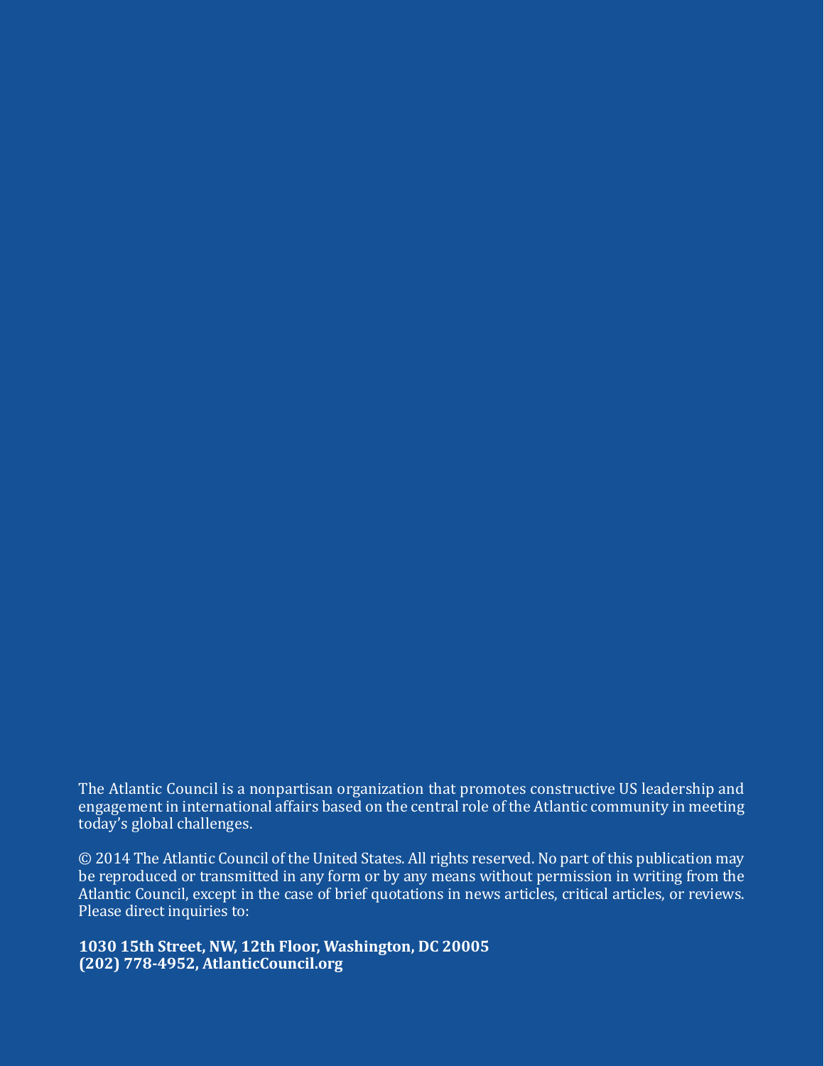The Atlantic Council is a nonpartisan organization that promotes constructive US leadership and engagement in international affairs based on the central role of the Atlantic community in meeting today's global challenges.

© 2014 The Atlantic Council of the United States. All rights reserved. No part of this publication may be reproduced or transmitted in any form or by any means without permission in writing from the Atlantic Council, except in the case of brief quotations in news articles, critical articles, or reviews. Please direct inquiries to:

**1030 15th Street, NW, 12th Floor, Washington, DC 20005**
**(202) 778-4952, AtlanticCouncil.org**